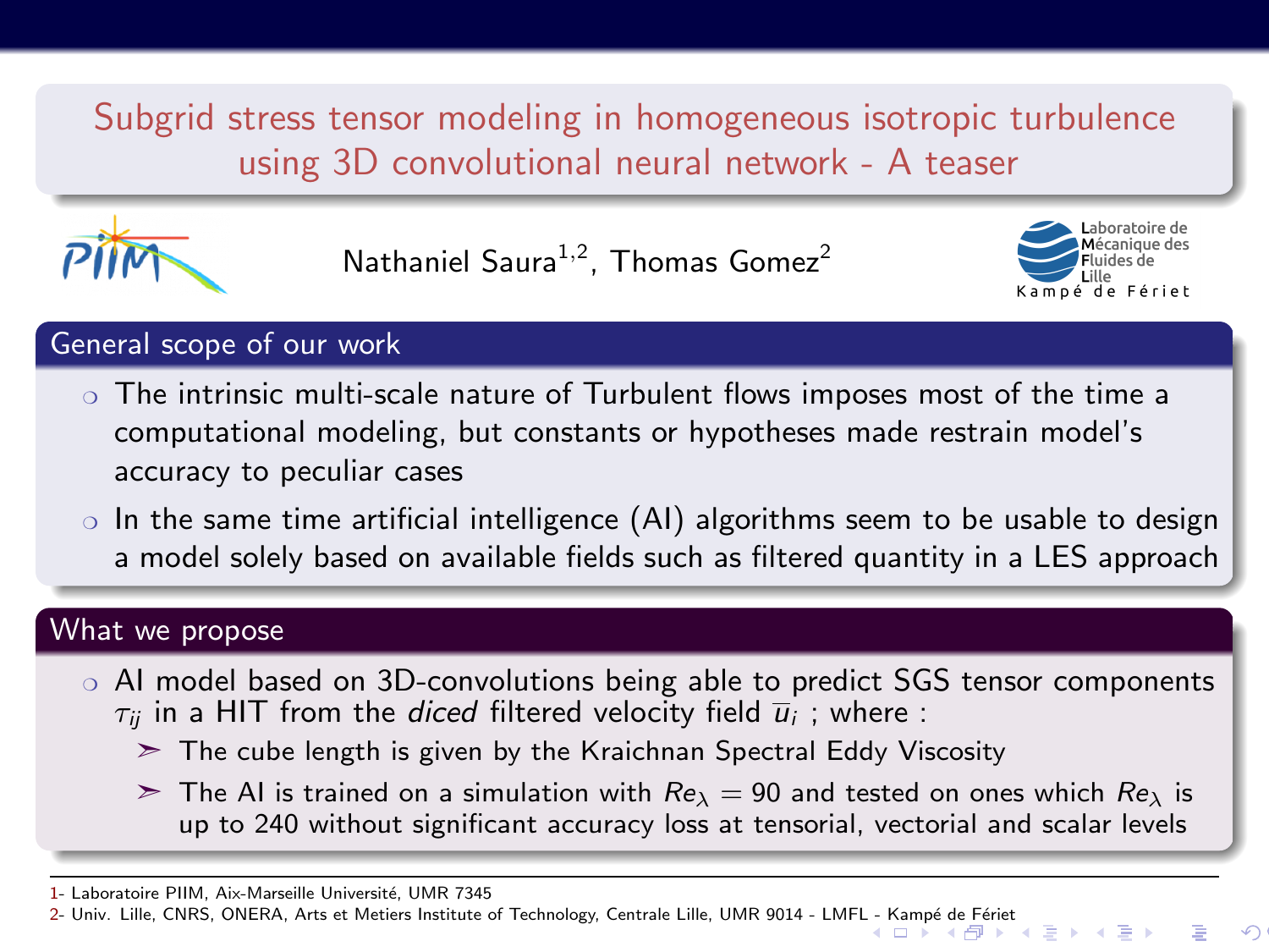# Subgrid stress tensor modeling in homogeneous isotropic turbulence using 3D convolutional neural network - A teaser

Nathaniel Saura[1,2], Thomas Gomez[2]

## General scope of our work

- The intrinsic multi-scale nature of Turbulent flows imposes most of the time a computational modeling, but constants or hypotheses made restrain model's accuracy to peculiar cases
- In the same time artificial intelligence (AI) algorithms seem to be usable to design a model solely based on available fields such as filtered quantity in a LES approach

## What we propose

- AI model based on 3D-convolutions being able to predict SGS tensor components $\tau_{ij}$ in a HIT from the *diced* filtered velocity field $\overline{u}_i$ ; where :
  - The cube length is given by the Kraichnan Spectral Eddy Viscosity
  - The AI is trained on a simulation with $Re_\lambda = 90$ and tested on ones which $Re_\lambda$ is up to 240 without significant accuracy loss at tensorial, vectorial and scalar levels

1- Laboratoire PIIM, Aix-Marseille Université, UMR 7345

2- Univ. Lille, CNRS, ONERA, Arts et Metiers Institute of Technology, Centrale Lille, UMR 9014 - LMFL - Kampé de Fériet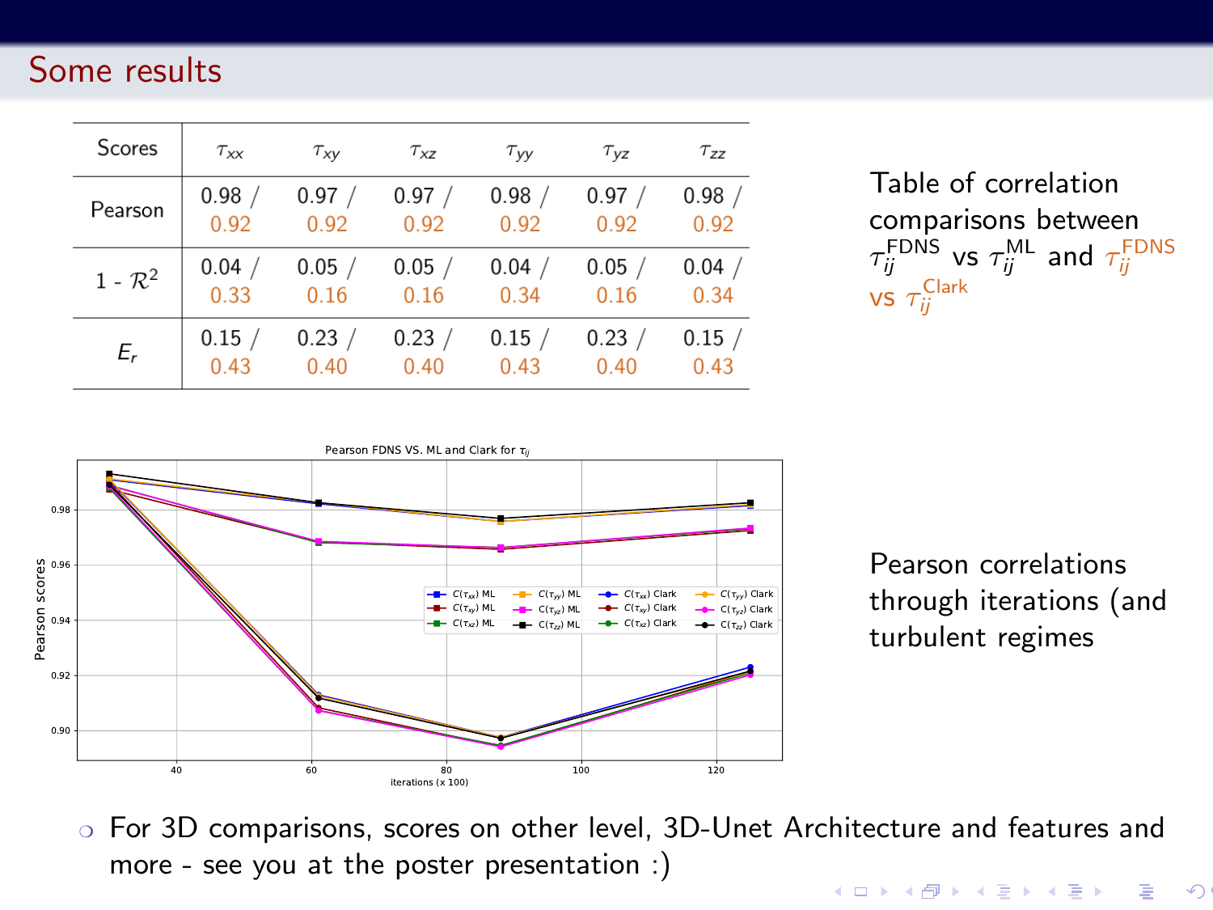# Some results

| Scores | $\tau_{xx}$ | $\tau_{xy}$ | $\tau_{xz}$ | $\tau_{yy}$ | $\tau_{yz}$ | $\tau_{zz}$ |
|---|---|---|---|---|---|---|
| Pearson | 0.98 / 0.92 | 0.97 / 0.92 | 0.97 / 0.92 | 0.98 / 0.92 | 0.97 / 0.92 | 0.98 / 0.92 |
| 1 - $\mathcal{R}^2$ | 0.04 / 0.33 | 0.05 / 0.16 | 0.05 / 0.16 | 0.04 / 0.34 | 0.05 / 0.16 | 0.04 / 0.34 |
| $E_r$ | 0.15 / 0.43 | 0.23 / 0.40 | 0.23 / 0.40 | 0.15 / 0.43 | 0.23 / 0.40 | 0.15 / 0.43 |

Table of correlation comparisons between $\tau_{ij}^{\text{FDNS}}$ vs $\tau_{ij}^{\text{ML}}$ and $\tau_{ij}^{\text{FDNS}}$ vs $\tau_{ij}^{\text{Clark}}$

Pearson FDNS VS. ML and Clark for $\tau_{ij}$

Pearson scores

0.98
0.96
0.94
0.92
0.90

40
60
80
100
120

iterations (x 100)

$C(\tau_{xx})$ ML, $C(\tau_{xy})$ ML, $C(\tau_{xz})$ ML, $C(\tau_{yy})$ ML, $C(\tau_{yz})$ ML, $C(\tau_{zz})$ ML, $C(\tau_{xx})$ Clark, $C(\tau_{xy})$ Clark, $C(\tau_{xz})$ Clark, $C(\tau_{yy})$ Clark, $C(\tau_{yz})$ Clark, $C(\tau_{zz})$ Clark

Pearson correlations through iterations (and turbulent regimes

- For 3D comparisons, scores on other level, 3D-Unet Architecture and features and more - see you at the poster presentation :)